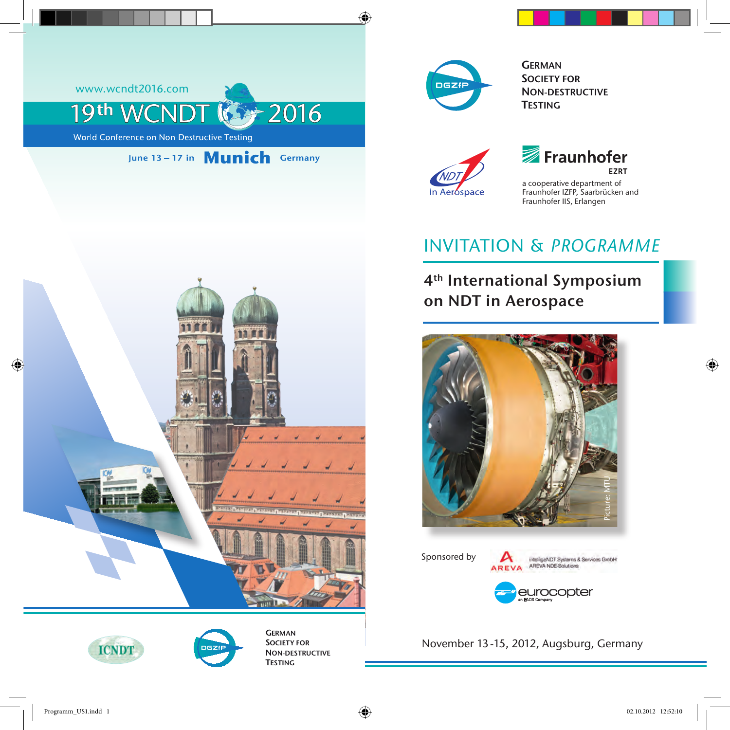www.wcndt2016.com

19th WCNDT 2016

World Conference on Non-Destructive Testing

June 13 – 17 in **Munich** Germany

ICNDT

GERMAN SOCIETY FOR NON-DESTRUCTIVE TESTING

GERMAN SOCIETY FOR NON-DESTRUCTIVE TESTING

NDT in Aerospace

Fraunhofer EZRT

a cooperative department of Fraunhofer IZFP, Saarbrücken and Fraunhofer IIS, Erlangen

# INVITATION & *PROGRAMME*

## 4th International Symposium on NDT in Aerospace

Picture: MTU

Sponsored by

AREVA – intelligeNDT Systems & Services GmbH, AREVA NDE-Solutions

eurocopter – an EADS Company

November 13 - 15, 2012, Augsburg, Germany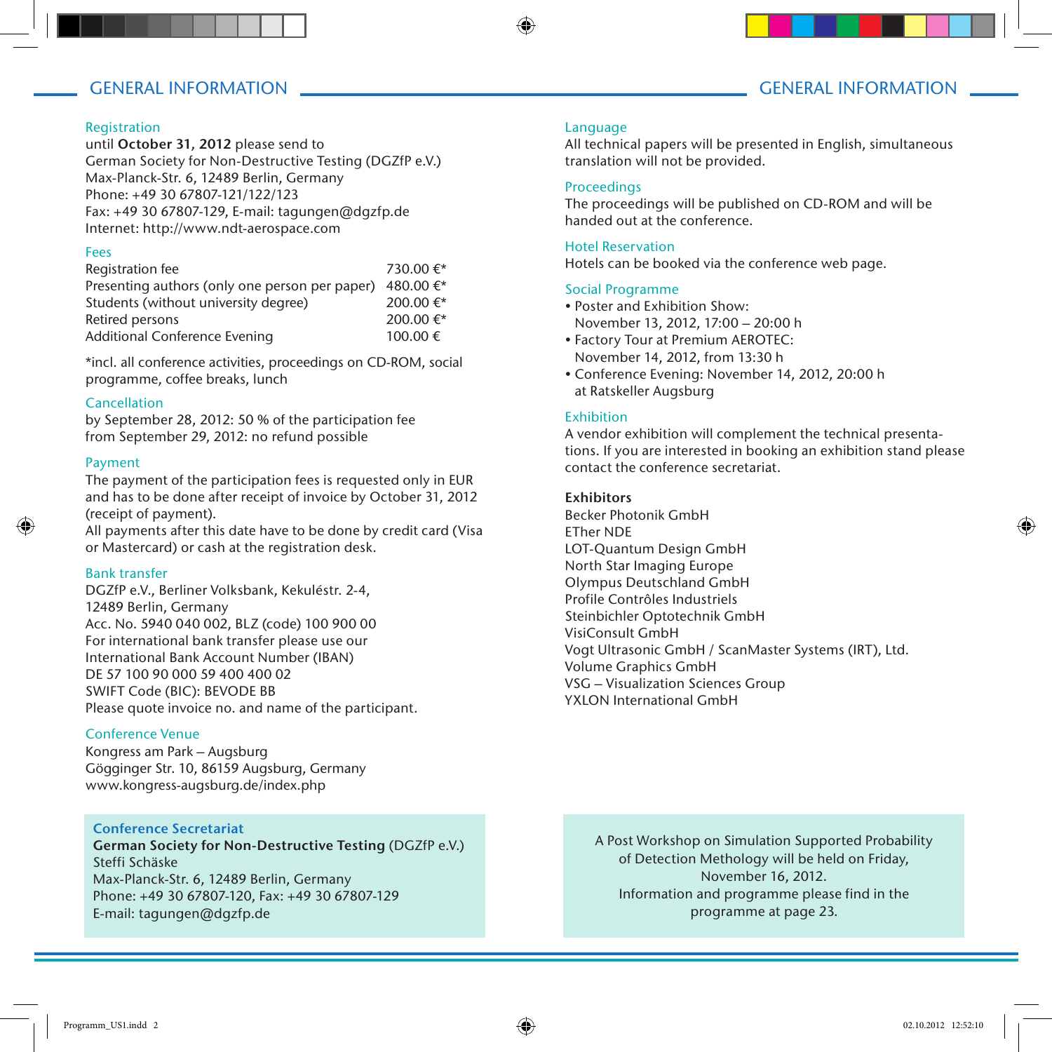# GENERAL INFORMATION

## Registration

until **October 31, 2012** please send to
German Society for Non-Destructive Testing (DGZfP e.V.)
Max-Planck-Str. 6, 12489 Berlin, Germany
Phone: +49 30 67807-121/122/123
Fax: +49 30 67807-129, E-mail: tagungen@dgzfp.de
Internet: http://www.ndt-aerospace.com

## Fees

| | |
|---|---|
| Registration fee | 730.00 €* |
| Presenting authors (only one person per paper) | 480.00 €* |
| Students (without university degree) | 200.00 €* |
| Retired persons | 200.00 €* |
| Additional Conference Evening | 100.00 € |

*incl. all conference activities, proceedings on CD-ROM, social programme, coffee breaks, lunch

## Cancellation

by September 28, 2012: 50 % of the participation fee
from September 29, 2012: no refund possible

## Payment

The payment of the participation fees is requested only in EUR and has to be done after receipt of invoice by October 31, 2012 (receipt of payment).
All payments after this date have to be done by credit card (Visa or Mastercard) or cash at the registration desk.

## Bank transfer

DGZfP e.V., Berliner Volksbank, Kekuléstr. 2-4,
12489 Berlin, Germany
Acc. No. 5940 040 002, BLZ (code) 100 900 00
For international bank transfer please use our
International Bank Account Number (IBAN)
DE 57 100 90 000 59 400 400 02
SWIFT Code (BIC): BEVODE BB
Please quote invoice no. and name of the participant.

## Conference Venue

Kongress am Park – Augsburg
Gögginger Str. 10, 86159 Augsburg, Germany
www.kongress-augsburg.de/index.php

## Conference Secretariat

**German Society for Non-Destructive Testing** (DGZfP e.V.)
Steffi Schäske
Max-Planck-Str. 6, 12489 Berlin, Germany
Phone: +49 30 67807-120, Fax: +49 30 67807-129
E-mail: tagungen@dgzfp.de

## Language

All technical papers will be presented in English, simultaneous translation will not be provided.

## Proceedings

The proceedings will be published on CD-ROM and will be handed out at the conference.

## Hotel Reservation

Hotels can be booked via the conference web page.

## Social Programme

- Poster and Exhibition Show:
  November 13, 2012, 17:00 – 20:00 h
- Factory Tour at Premium AEROTEC:
  November 14, 2012, from 13:30 h
- Conference Evening: November 14, 2012, 20:00 h
  at Ratskeller Augsburg

## Exhibition

A vendor exhibition will complement the technical presentations. If you are interested in booking an exhibition stand please contact the conference secretariat.

**Exhibitors**

Becker Photonik GmbH
ETher NDE
LOT-Quantum Design GmbH
North Star Imaging Europe
Olympus Deutschland GmbH
Profile Contrôles Industriels
Steinbichler Optotechnik GmbH
VisiConsult GmbH
Vogt Ultrasonic GmbH / ScanMaster Systems (IRT), Ltd.
Volume Graphics GmbH
VSG – Visualization Sciences Group
YXLON International GmbH

A Post Workshop on Simulation Supported Probability of Detection Methology will be held on Friday, November 16, 2012.
Information and programme please find in the programme at page 23.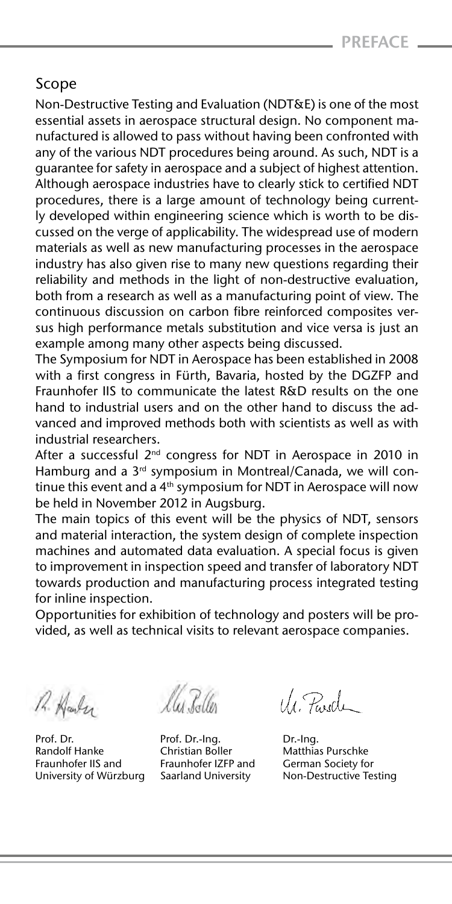## Scope

Non-Destructive Testing and Evaluation (NDT&E) is one of the most essential assets in aerospace structural design. No component manufactured is allowed to pass without having been confronted with any of the various NDT procedures being around. As such, NDT is a guarantee for safety in aerospace and a subject of highest attention. Although aerospace industries have to clearly stick to certified NDT procedures, there is a large amount of technology being currently developed within engineering science which is worth to be discussed on the verge of applicability. The widespread use of modern materials as well as new manufacturing processes in the aerospace industry has also given rise to many new questions regarding their reliability and methods in the light of non-destructive evaluation, both from a research as well as a manufacturing point of view. The continuous discussion on carbon fibre reinforced composites versus high performance metals substitution and vice versa is just an example among many other aspects being discussed.

The Symposium for NDT in Aerospace has been established in 2008 with a first congress in Fürth, Bavaria, hosted by the DGZFP and Fraunhofer IIS to communicate the latest R&D results on the one hand to industrial users and on the other hand to discuss the advanced and improved methods both with scientists as well as with industrial researchers.

After a successful 2nd congress for NDT in Aerospace in 2010 in Hamburg and a 3rd symposium in Montreal/Canada, we will continue this event and a 4th symposium for NDT in Aerospace will now be held in November 2012 in Augsburg.

The main topics of this event will be the physics of NDT, sensors and material interaction, the system design of complete inspection machines and automated data evaluation. A special focus is given to improvement in inspection speed and transfer of laboratory NDT towards production and manufacturing process integrated testing for inline inspection.

Opportunities for exhibition of technology and posters will be provided, as well as technical visits to relevant aerospace companies.

| | | |
|---|---|---|
| Prof. Dr.<br>Randolf Hanke<br>Fraunhofer IIS and<br>University of Würzburg | Prof. Dr.-Ing.<br>Christian Boller<br>Fraunhofer IZFP and<br>Saarland University | Dr.-Ing.<br>Matthias Purschke<br>German Society for<br>Non-Destructive Testing |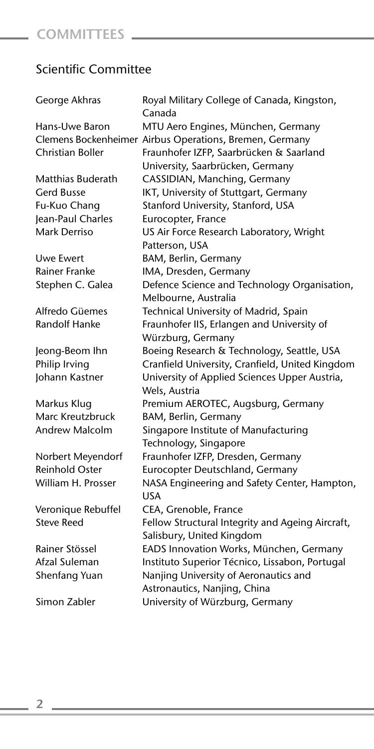# COMMITTEES

## Scientific Committee

| | |
|---|---|
| George Akhras | Royal Military College of Canada, Kingston, Canada |
| Hans-Uwe Baron | MTU Aero Engines, München, Germany |
| Clemens Bockenheimer | Airbus Operations, Bremen, Germany |
| Christian Boller | Fraunhofer IZFP, Saarbrücken & Saarland University, Saarbrücken, Germany |
| Matthias Buderath | CASSIDIAN, Manching, Germany |
| Gerd Busse | IKT, University of Stuttgart, Germany |
| Fu-Kuo Chang | Stanford University, Stanford, USA |
| Jean-Paul Charles | Eurocopter, France |
| Mark Derriso | US Air Force Research Laboratory, Wright Patterson, USA |
| Uwe Ewert | BAM, Berlin, Germany |
| Rainer Franke | IMA, Dresden, Germany |
| Stephen C. Galea | Defence Science and Technology Organisation, Melbourne, Australia |
| Alfredo Güemes | Technical University of Madrid, Spain |
| Randolf Hanke | Fraunhofer IIS, Erlangen and University of Würzburg, Germany |
| Jeong-Beom Ihn | Boeing Research & Technology, Seattle, USA |
| Philip Irving | Cranfield University, Cranfield, United Kingdom |
| Johann Kastner | University of Applied Sciences Upper Austria, Wels, Austria |
| Markus Klug | Premium AEROTEC, Augsburg, Germany |
| Marc Kreutzbruck | BAM, Berlin, Germany |
| Andrew Malcolm | Singapore Institute of Manufacturing Technology, Singapore |
| Norbert Meyendorf | Fraunhofer IZFP, Dresden, Germany |
| Reinhold Oster | Eurocopter Deutschland, Germany |
| William H. Prosser | NASA Engineering and Safety Center, Hampton, USA |
| Veronique Rebuffel | CEA, Grenoble, France |
| Steve Reed | Fellow Structural Integrity and Ageing Aircraft, Salisbury, United Kingdom |
| Rainer Stössel | EADS Innovation Works, München, Germany |
| Afzal Suleman | Instituto Superior Técnico, Lissabon, Portugal |
| Shenfang Yuan | Nanjing University of Aeronautics and Astronautics, Nanjing, China |
| Simon Zabler | University of Würzburg, Germany |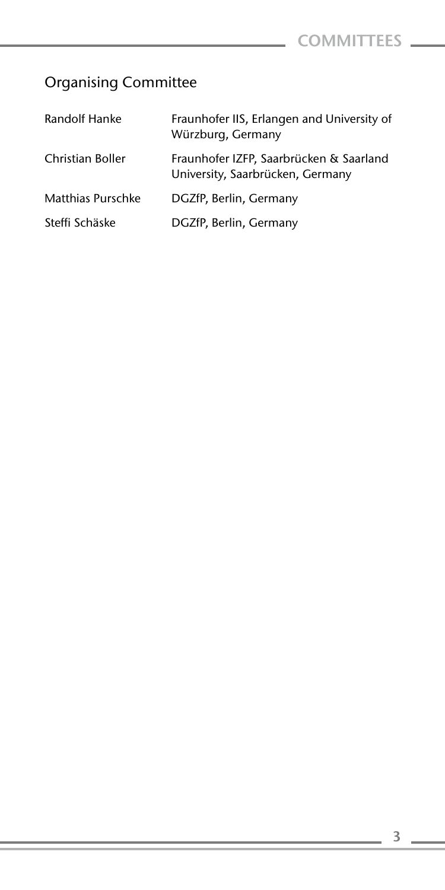## Organising Committee

| | |
|---|---|
| Randolf Hanke | Fraunhofer IIS, Erlangen and University of Würzburg, Germany |
| Christian Boller | Fraunhofer IZFP, Saarbrücken & Saarland University, Saarbrücken, Germany |
| Matthias Purschke | DGZfP, Berlin, Germany |
| Steffi Schäske | DGZfP, Berlin, Germany |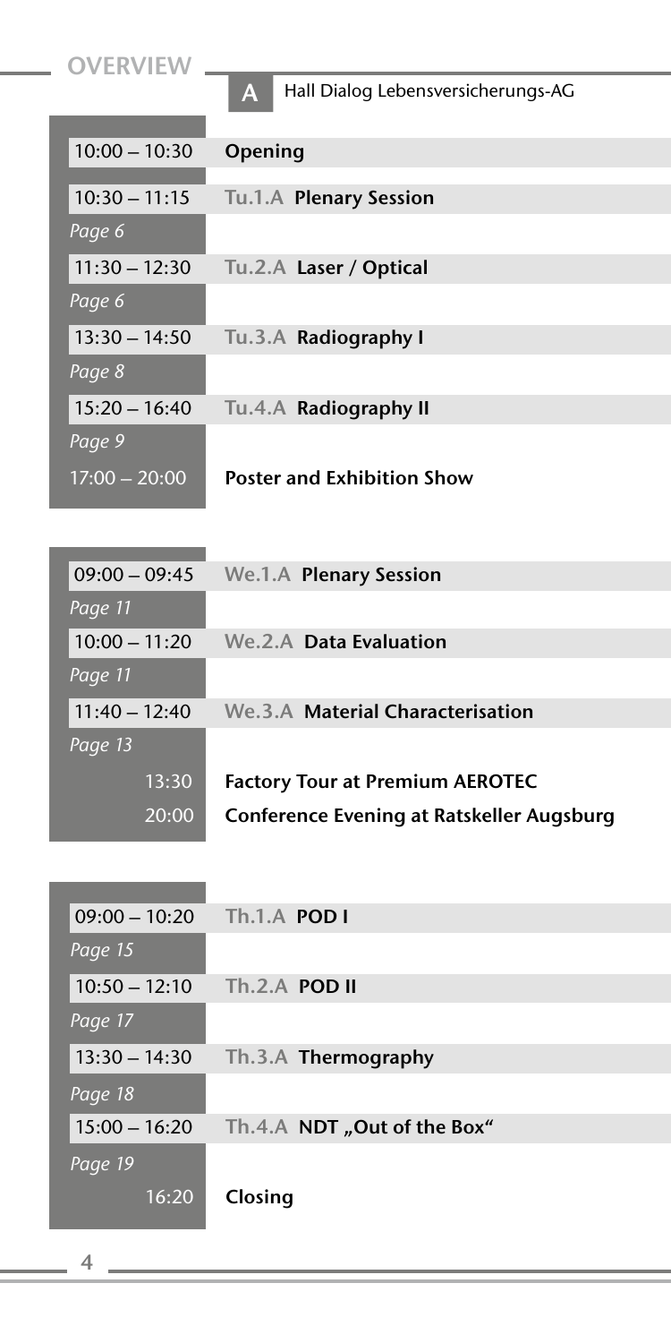## OVERVIEW

**A** Hall Dialog Lebensversicherungs-AG

| Time | Session |
|---|---|
| 10:00 – 10:30 | **Opening** |
| 10:30 – 11:15 *Page 6* | Tu.1.A **Plenary Session** |
| 11:30 – 12:30 *Page 6* | Tu.2.A **Laser / Optical** |
| 13:30 – 14:50 *Page 8* | Tu.3.A **Radiography I** |
| 15:20 – 16:40 *Page 9* | Tu.4.A **Radiography II** |
| 17:00 – 20:00 | **Poster and Exhibition Show** |

| Time | Session |
|---|---|
| 09:00 – 09:45 *Page 11* | We.1.A **Plenary Session** |
| 10:00 – 11:20 *Page 11* | We.2.A **Data Evaluation** |
| 11:40 – 12:40 *Page 13* | We.3.A **Material Characterisation** |
| 13:30 | **Factory Tour at Premium AEROTEC** |
| 20:00 | **Conference Evening at Ratskeller Augsburg** |

| Time | Session |
|---|---|
| 09:00 – 10:20 *Page 15* | Th.1.A **POD I** |
| 10:50 – 12:10 *Page 17* | Th.2.A **POD II** |
| 13:30 – 14:30 *Page 18* | Th.3.A **Thermography** |
| 15:00 – 16:20 *Page 19* | Th.4.A **NDT „Out of the Box“** |
| 16:20 | **Closing** |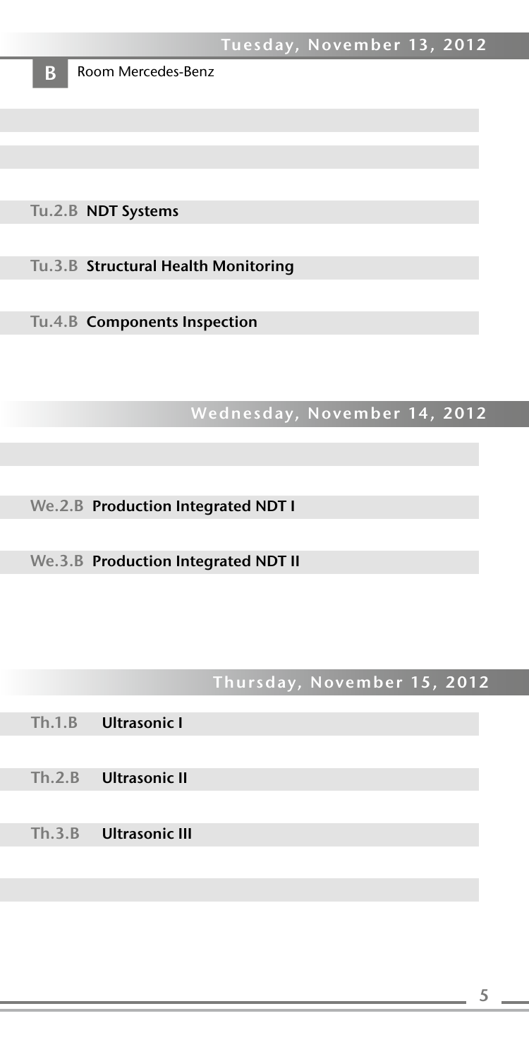**B** Room Mercedes-Benz

## Tuesday, November 13, 2012

**Tu.2.B NDT Systems**

**Tu.3.B Structural Health Monitoring**

**Tu.4.B Components Inspection**

## Wednesday, November 14, 2012

**We.2.B Production Integrated NDT I**

**We.3.B Production Integrated NDT II**

## Thursday, November 15, 2012

**Th.1.B Ultrasonic I**

**Th.2.B Ultrasonic II**

**Th.3.B Ultrasonic III**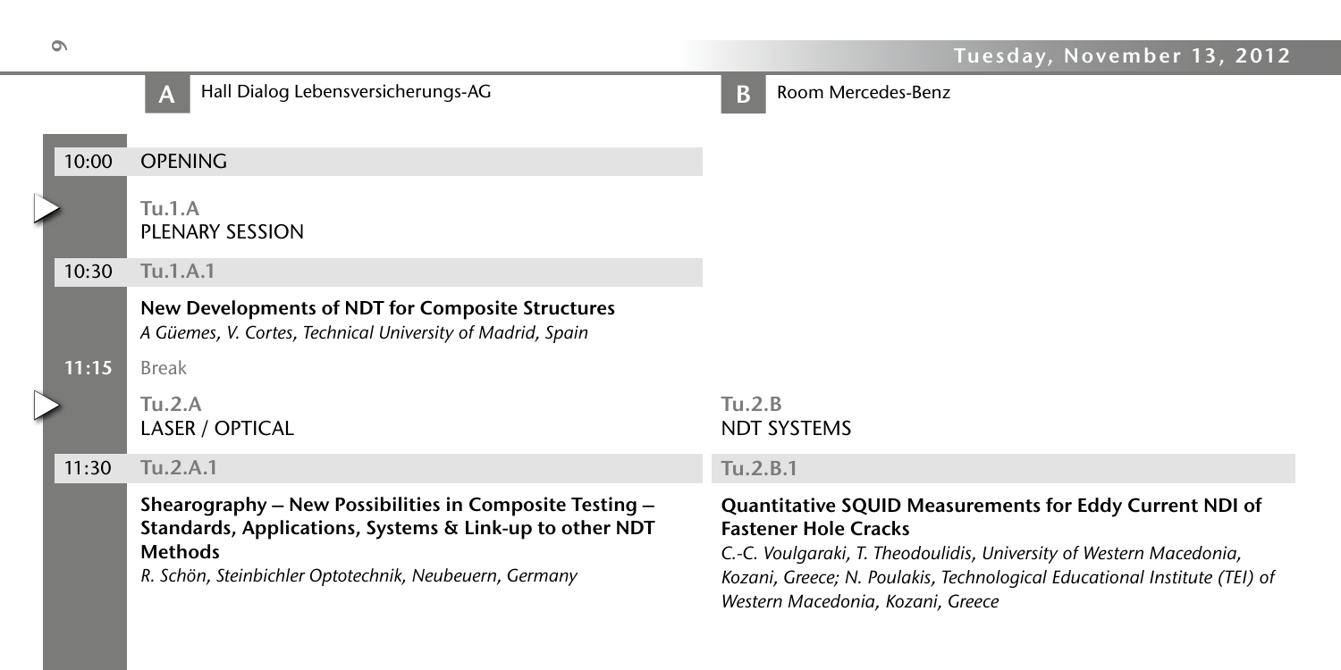## Tuesday, November 13, 2012

**A** Hall Dialog Lebensversicherungs-AG

**B** Room Mercedes-Benz

**10:00** OPENING

### Tu.1.A
### PLENARY SESSION

**10:30** Tu.1.A.1

**New Developments of NDT for Composite Structures**
*A Güemes, V. Cortes, Technical University of Madrid, Spain*

**11:15** Break

### Tu.2.A
### LASER / OPTICAL

**11:30** Tu.2.A.1

**Shearography – New Possibilities in Composite Testing – Standards, Applications, Systems & Link-up to other NDT Methods**
*R. Schön, Steinbichler Optotechnik, Neubeuern, Germany*

### Tu.2.B
### NDT SYSTEMS

**11:30** Tu.2.B.1

**Quantitative SQUID Measurements for Eddy Current NDI of Fastener Hole Cracks**
*C.-C. Voulgaraki, T. Theodoulidis, University of Western Macedonia, Kozani, Greece; N. Poulakis, Technological Educational Institute (TEI) of Western Macedonia, Kozani, Greece*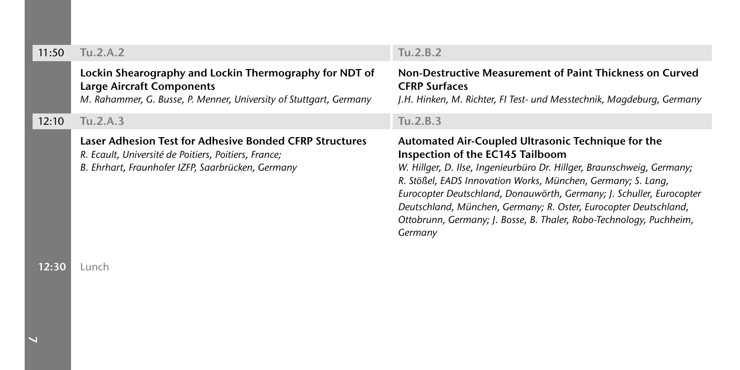**11:50**

**Tu.2.A.2**

**Lockin Shearography and Lockin Thermography for NDT of Large Aircraft Components**
*M. Rahammer, G. Busse, P. Menner, University of Stuttgart, Germany*

**Tu.2.B.2**

**Non-Destructive Measurement of Paint Thickness on Curved CFRP Surfaces**
*J.H. Hinken, M. Richter, FI Test- und Messtechnik, Magdeburg, Germany*

**12:10**

**Tu.2.A.3**

**Laser Adhesion Test for Adhesive Bonded CFRP Structures**
*R. Ecault, Université de Poitiers, Poitiers, France;*
*B. Ehrhart, Fraunhofer IZFP, Saarbrücken, Germany*

**Tu.2.B.3**

**Automated Air-Coupled Ultrasonic Technique for the Inspection of the EC145 Tailboom**
*W. Hillger, D. Ilse, Ingenieurbüro Dr. Hillger, Braunschweig, Germany; R. Stößel, EADS Innovation Works, München, Germany; S. Lang, Eurocopter Deutschland, Donauwörth, Germany; J. Schuller, Eurocopter Deutschland, München, Germany; R. Oster, Eurocopter Deutschland, Ottobrunn, Germany; J. Bosse, B. Thaler, Robo-Technology, Puchheim, Germany*

**12:30** Lunch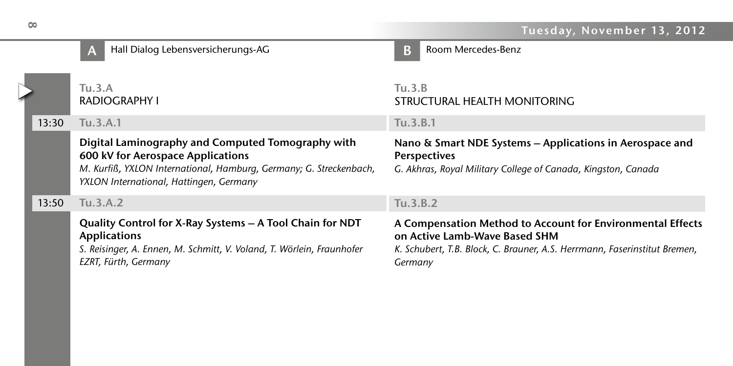## Tuesday, November 13, 2012

**A** Hall Dialog Lebensversicherungs-AG

### Tu.3.A
### RADIOGRAPHY I

**13:30 Tu.3.A.1**

**Digital Laminography and Computed Tomography with 600 kV for Aerospace Applications**
*M. Kurfiß, YXLON International, Hamburg, Germany; G. Streckenbach, YXLON International, Hattingen, Germany*

**13:50 Tu.3.A.2**

**Quality Control for X-Ray Systems – A Tool Chain for NDT Applications**
*S. Reisinger, A. Ennen, M. Schmitt, V. Voland, T. Wörlein, Fraunhofer EZRT, Fürth, Germany*

**B** Room Mercedes-Benz

### Tu.3.B
### STRUCTURAL HEALTH MONITORING

**13:30 Tu.3.B.1**

**Nano & Smart NDE Systems – Applications in Aerospace and Perspectives**
*G. Akhras, Royal Military College of Canada, Kingston, Canada*

**13:50 Tu.3.B.2**

**A Compensation Method to Account for Environmental Effects on Active Lamb-Wave Based SHM**
*K. Schubert, T.B. Block, C. Brauner, A.S. Herrmann, Faserinstitut Bremen, Germany*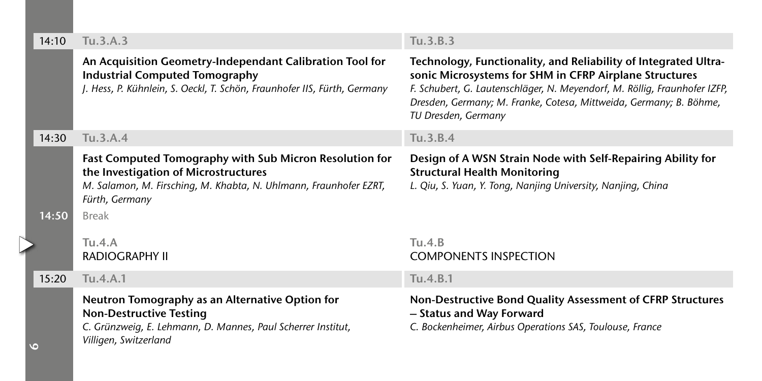| Time | Session A | Session B |
|---|---|---|
| 14:10 | **Tu.3.A.3** | **Tu.3.B.3** |
| | **An Acquisition Geometry-Independant Calibration Tool for Industrial Computed Tomography** *J. Hess, P. Kühnlein, S. Oeckl, T. Schön, Fraunhofer IIS, Fürth, Germany* | **Technology, Functionality, and Reliability of Integrated Ultrasonic Microsystems for SHM in CFRP Airplane Structures** *F. Schubert, G. Lautenschläger, N. Meyendorf, M. Röllig, Fraunhofer IZFP, Dresden, Germany; M. Franke, Cotesa, Mittweida, Germany; B. Böhme, TU Dresden, Germany* |
| 14:30 | **Tu.3.A.4** | **Tu.3.B.4** |
| | **Fast Computed Tomography with Sub Micron Resolution for the Investigation of Microstructures** *M. Salamon, M. Firsching, M. Khabta, N. Uhlmann, Fraunhofer EZRT, Fürth, Germany* | **Design of A WSN Strain Node with Self-Repairing Ability for Structural Health Monitoring** *L. Qiu, S. Yuan, Y. Tong, Nanjing University, Nanjing, China* |
| 14:50 | Break | |
| | **Tu.4.A** RADIOGRAPHY II | **Tu.4.B** COMPONENTS INSPECTION |
| 15:20 | **Tu.4.A.1** | **Tu.4.B.1** |
| | **Neutron Tomography as an Alternative Option for Non-Destructive Testing** *C. Grünzweig, E. Lehmann, D. Mannes, Paul Scherrer Institut, Villigen, Switzerland* | **Non-Destructive Bond Quality Assessment of CFRP Structures – Status and Way Forward** *C. Bockenheimer, Airbus Operations SAS, Toulouse, France* |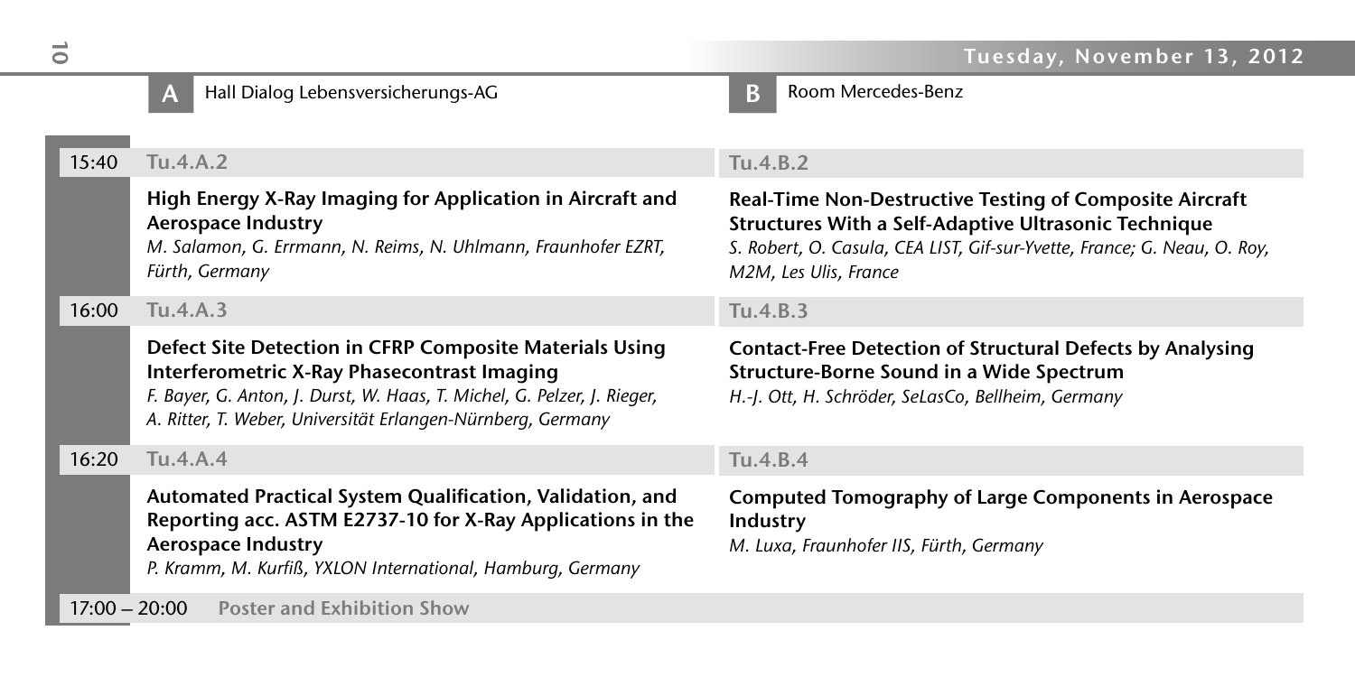## Tuesday, November 13, 2012

**A** Hall Dialog Lebensversicherungs-AG

**B** Room Mercedes-Benz

| Time | A | B |
|---|---|---|
| 15:40 | **Tu.4.A.2**<br>**High Energy X-Ray Imaging for Application in Aircraft and Aerospace Industry**<br>*M. Salamon, G. Errmann, N. Reims, N. Uhlmann, Fraunhofer EZRT, Fürth, Germany* | **Tu.4.B.2**<br>**Real-Time Non-Destructive Testing of Composite Aircraft Structures With a Self-Adaptive Ultrasonic Technique**<br>*S. Robert, O. Casula, CEA LIST, Gif-sur-Yvette, France; G. Neau, O. Roy, M2M, Les Ulis, France* |
| 16:00 | **Tu.4.A.3**<br>**Defect Site Detection in CFRP Composite Materials Using Interferometric X-Ray Phasecontrast Imaging**<br>*F. Bayer, G. Anton, J. Durst, W. Haas, T. Michel, G. Pelzer, J. Rieger, A. Ritter, T. Weber, Universität Erlangen-Nürnberg, Germany* | **Tu.4.B.3**<br>**Contact-Free Detection of Structural Defects by Analysing Structure-Borne Sound in a Wide Spectrum**<br>*H.-J. Ott, H. Schröder, SeLasCo, Bellheim, Germany* |
| 16:20 | **Tu.4.A.4**<br>**Automated Practical System Qualification, Validation, and Reporting acc. ASTM E2737-10 for X-Ray Applications in the Aerospace Industry**<br>*P. Kramm, M. Kurfiß, YXLON International, Hamburg, Germany* | **Tu.4.B.4**<br>**Computed Tomography of Large Components in Aerospace Industry**<br>*M. Luxa, Fraunhofer IIS, Fürth, Germany* |
| 17:00 – 20:00 | **Poster and Exhibition Show** | |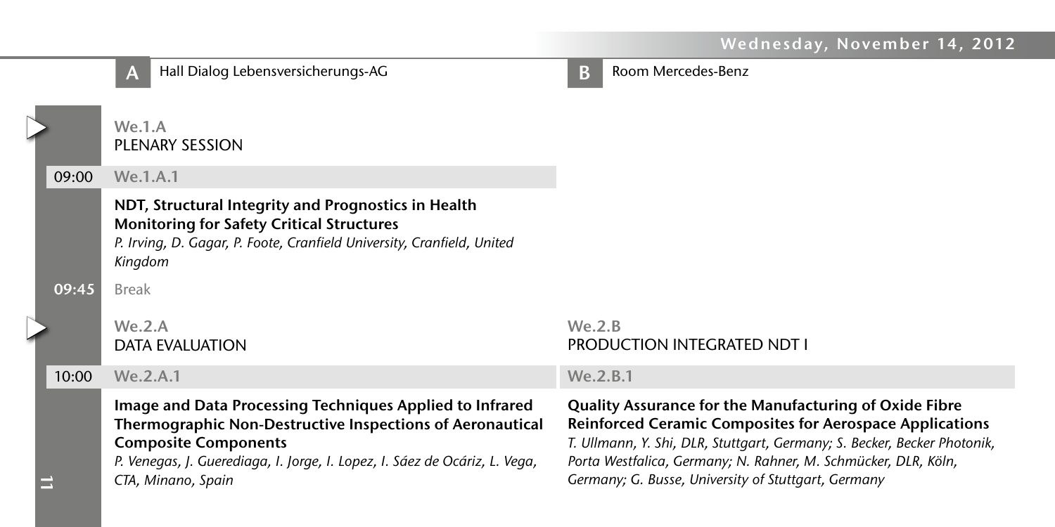## Wednesday, November 14, 2012

**A** Hall Dialog Lebensversicherungs-AG

**B** Room Mercedes-Benz

### We.1.A
### PLENARY SESSION

**09:00** We.1.A.1

**NDT, Structural Integrity and Prognostics in Health Monitoring for Safety Critical Structures**
*P. Irving, D. Gagar, P. Foote, Cranfield University, Cranfield, United Kingdom*

**09:45** Break

### We.2.A
### DATA EVALUATION

**10:00** We.2.A.1

**Image and Data Processing Techniques Applied to Infrared Thermographic Non-Destructive Inspections of Aeronautical Composite Components**
*P. Venegas, J. Guerediaga, I. Jorge, I. Lopez, I. Sáez de Ocáriz, L. Vega, CTA, Minano, Spain*

### We.2.B
### PRODUCTION INTEGRATED NDT I

**10:00** We.2.B.1

**Quality Assurance for the Manufacturing of Oxide Fibre Reinforced Ceramic Composites for Aerospace Applications**
*T. Ullmann, Y. Shi, DLR, Stuttgart, Germany; S. Becker, Becker Photonik, Porta Westfalica, Germany; N. Rahner, M. Schmücker, DLR, Köln, Germany; G. Busse, University of Stuttgart, Germany*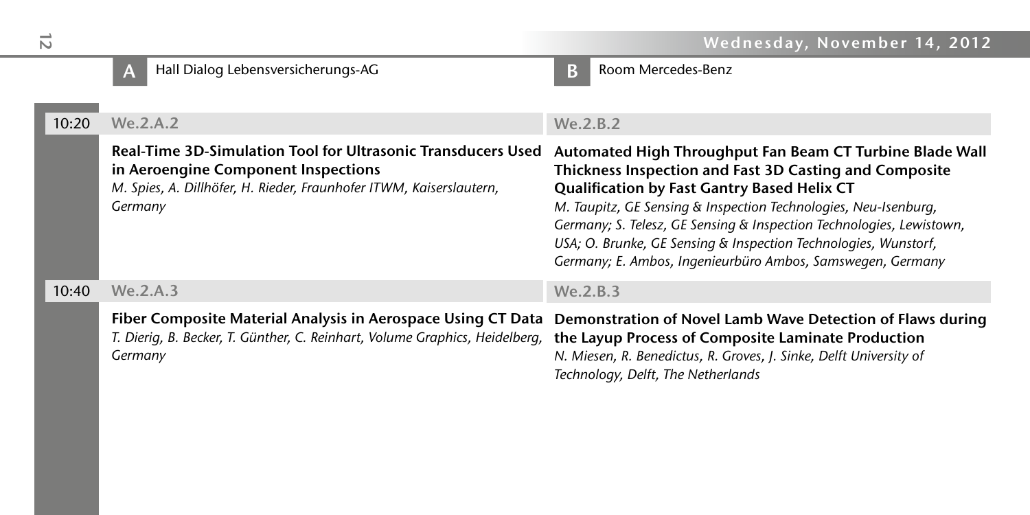## Wednesday, November 14, 2012

**A** Hall Dialog Lebensversicherungs-AG

**B** Room Mercedes-Benz

### 10:20

**We.2.A.2**

**Real-Time 3D-Simulation Tool for Ultrasonic Transducers Used in Aeroengine Component Inspections**
*M. Spies, A. Dillhöfer, H. Rieder, Fraunhofer ITWM, Kaiserslautern, Germany*

**We.2.B.2**

**Automated High Throughput Fan Beam CT Turbine Blade Wall Thickness Inspection and Fast 3D Casting and Composite Qualification by Fast Gantry Based Helix CT**
*M. Taupitz, GE Sensing & Inspection Technologies, Neu-Isenburg, Germany; S. Telesz, GE Sensing & Inspection Technologies, Lewistown, USA; O. Brunke, GE Sensing & Inspection Technologies, Wunstorf, Germany; E. Ambos, Ingenieurbüro Ambos, Samswegen, Germany*

### 10:40

**We.2.A.3**

**Fiber Composite Material Analysis in Aerospace Using CT Data**
*T. Dierig, B. Becker, T. Günther, C. Reinhart, Volume Graphics, Heidelberg, Germany*

**We.2.B.3**

**Demonstration of Novel Lamb Wave Detection of Flaws during the Layup Process of Composite Laminate Production**
*N. Miesen, R. Benedictus, R. Groves, J. Sinke, Delft University of Technology, Delft, The Netherlands*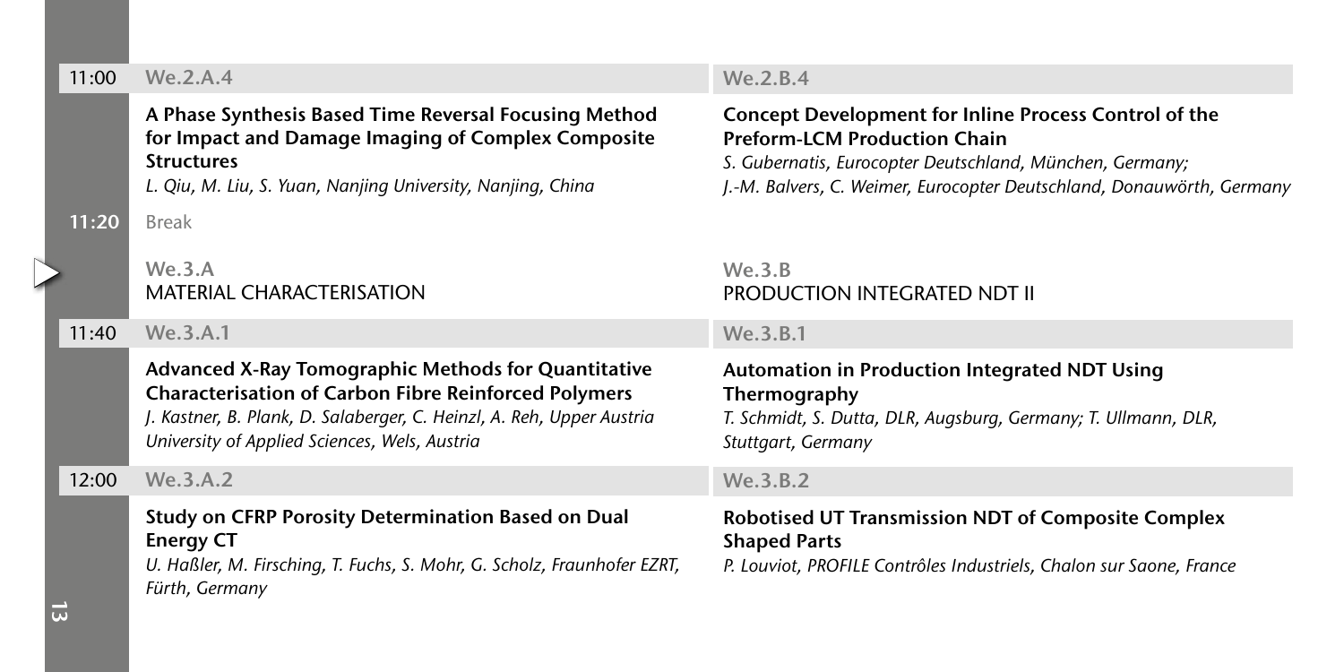**11:00**

**We.2.A.4**

**A Phase Synthesis Based Time Reversal Focusing Method for Impact and Damage Imaging of Complex Composite Structures**

*L. Qiu, M. Liu, S. Yuan, Nanjing University, Nanjing, China*

**We.2.B.4**

**Concept Development for Inline Process Control of the Preform-LCM Production Chain**

*S. Gubernatis, Eurocopter Deutschland, München, Germany; J.-M. Balvers, C. Weimer, Eurocopter Deutschland, Donauwörth, Germany*

**11:20** Break

## We.3.A MATERIAL CHARACTERISATION

## We.3.B PRODUCTION INTEGRATED NDT II

**11:40**

**We.3.A.1**

**Advanced X-Ray Tomographic Methods for Quantitative Characterisation of Carbon Fibre Reinforced Polymers**

*J. Kastner, B. Plank, D. Salaberger, C. Heinzl, A. Reh, Upper Austria University of Applied Sciences, Wels, Austria*

**We.3.B.1**

**Automation in Production Integrated NDT Using Thermography**

*T. Schmidt, S. Dutta, DLR, Augsburg, Germany; T. Ullmann, DLR, Stuttgart, Germany*

**12:00**

**We.3.A.2**

**Study on CFRP Porosity Determination Based on Dual Energy CT**

*U. Haßler, M. Firsching, T. Fuchs, S. Mohr, G. Scholz, Fraunhofer EZRT, Fürth, Germany*

**We.3.B.2**

**Robotised UT Transmission NDT of Composite Complex Shaped Parts**

*P. Louviot, PROFILE Contrôles Industriels, Chalon sur Saone, France*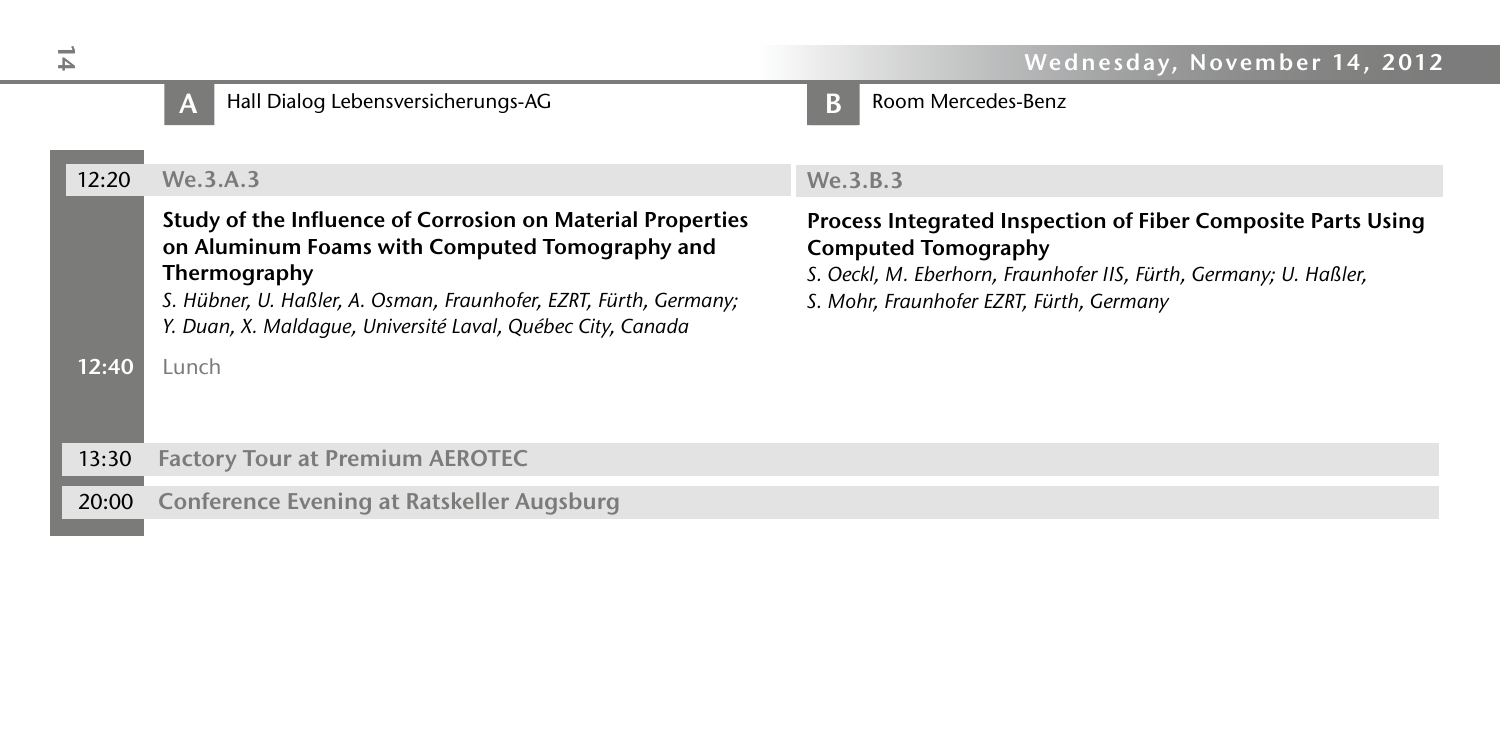## Wednesday, November 14, 2012

**A** Hall Dialog Lebensversicherungs-AG

**B** Room Mercedes-Benz

**12:20**

**We.3.A.3**

**Study of the Influence of Corrosion on Material Properties on Aluminum Foams with Computed Tomography and Thermography**

*S. Hübner, U. Haßler, A. Osman, Fraunhofer, EZRT, Fürth, Germany; Y. Duan, X. Maldague, Université Laval, Québec City, Canada*

**We.3.B.3**

**Process Integrated Inspection of Fiber Composite Parts Using Computed Tomography**

*S. Oeckl, M. Eberhorn, Fraunhofer IIS, Fürth, Germany; U. Haßler, S. Mohr, Fraunhofer EZRT, Fürth, Germany*

**12:40** Lunch

**13:30** **Factory Tour at Premium AEROTEC**

**20:00** **Conference Evening at Ratskeller Augsburg**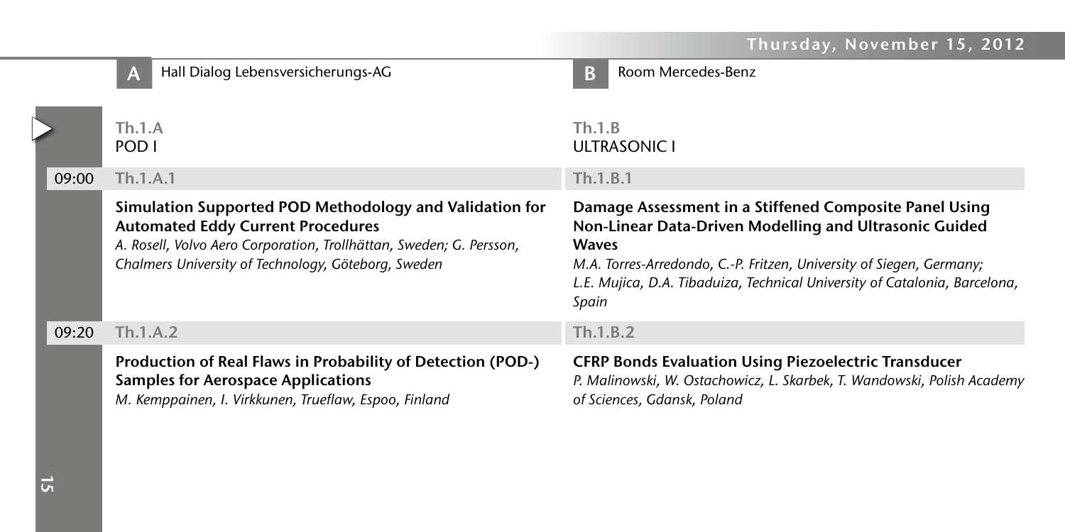## Thursday, November 15, 2012

**A** Hall Dialog Lebensversicherungs-AG

### Th.1.A
### POD I

**09:00 Th.1.A.1**

**Simulation Supported POD Methodology and Validation for Automated Eddy Current Procedures**
*A. Rosell, Volvo Aero Corporation, Trollhättan, Sweden; G. Persson, Chalmers University of Technology, Göteborg, Sweden*

**09:20 Th.1.A.2**

**Production of Real Flaws in Probability of Detection (POD-) Samples for Aerospace Applications**
*M. Kemppainen, I. Virkkunen, Trueflaw, Espoo, Finland*

**B** Room Mercedes-Benz

### Th.1.B
### ULTRASONIC I

**09:00 Th.1.B.1**

**Damage Assessment in a Stiffened Composite Panel Using Non-Linear Data-Driven Modelling and Ultrasonic Guided Waves**
*M.A. Torres-Arredondo, C.-P. Fritzen, University of Siegen, Germany; L.E. Mujica, D.A. Tibaduiza, Technical University of Catalonia, Barcelona, Spain*

**09:20 Th.1.B.2**

**CFRP Bonds Evaluation Using Piezoelectric Transducer**
*P. Malinowski, W. Ostachowicz, L. Skarbek, T. Wandowski, Polish Academy of Sciences, Gdansk, Poland*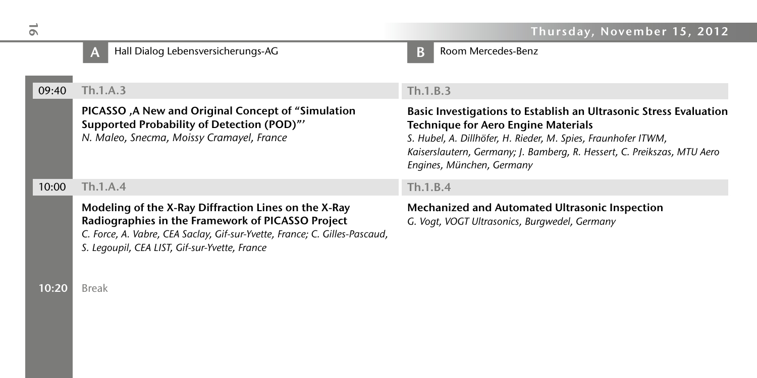## Thursday, November 15, 2012

**A** Hall Dialog Lebensversicherungs-AG

**B** Room Mercedes-Benz

### 09:40

**Th.1.A.3**

**PICASSO ,A New and Original Concept of “Simulation Supported Probability of Detection (POD)”’**
*N. Maleo, Snecma, Moissy Cramayel, France*

**Th.1.B.3**

**Basic Investigations to Establish an Ultrasonic Stress Evaluation Technique for Aero Engine Materials**
*S. Hubel, A. Dillhöfer, H. Rieder, M. Spies, Fraunhofer ITWM, Kaiserslautern, Germany; J. Bamberg, R. Hessert, C. Preikszas, MTU Aero Engines, München, Germany*

### 10:00

**Th.1.A.4**

**Modeling of the X-Ray Diffraction Lines on the X-Ray Radiographies in the Framework of PICASSO Project**
*C. Force, A. Vabre, CEA Saclay, Gif-sur-Yvette, France; C. Gilles-Pascaud, S. Legoupil, CEA LIST, Gif-sur-Yvette, France*

**Th.1.B.4**

**Mechanized and Automated Ultrasonic Inspection**
*G. Vogt, VOGT Ultrasonics, Burgwedel, Germany*

### 10:20

Break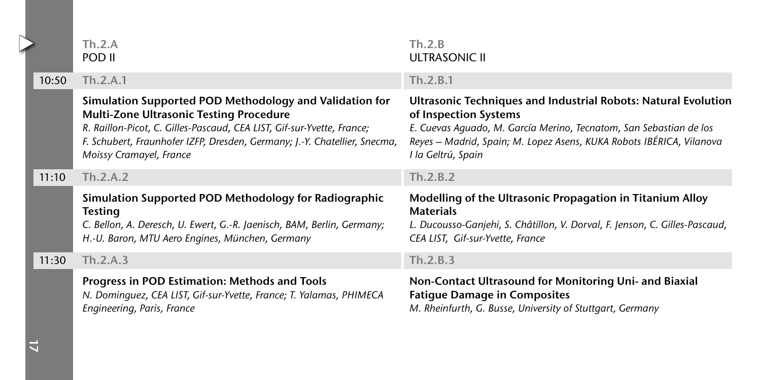## Th.2.A
## POD II

**10:50 Th.2.A.1**

**Simulation Supported POD Methodology and Validation for Multi-Zone Ultrasonic Testing Procedure**

*R. Raillon-Picot, C. Gilles-Pascaud, CEA LIST, Gif-sur-Yvette, France; F. Schubert, Fraunhofer IZFP, Dresden, Germany; J.-Y. Chatellier, Snecma, Moissy Cramayel, France*

**11:10 Th.2.A.2**

**Simulation Supported POD Methodology for Radiographic Testing**

*C. Bellon, A. Deresch, U. Ewert, G.-R. Jaenisch, BAM, Berlin, Germany; H.-U. Baron, MTU Aero Engines, München, Germany*

**11:30 Th.2.A.3**

**Progress in POD Estimation: Methods and Tools**

*N. Dominguez, CEA LIST, Gif-sur-Yvette, France; T. Yalamas, PHIMECA Engineering, Paris, France*

## Th.2.B
## ULTRASONIC II

**10:50 Th.2.B.1**

**Ultrasonic Techniques and Industrial Robots: Natural Evolution of Inspection Systems**

*E. Cuevas Aguado, M. García Merino, Tecnatom, San Sebastian de los Reyes – Madrid, Spain; M. Lopez Asens, KUKA Robots IBÉRICA, Vilanova I la Geltrú, Spain*

**11:10 Th.2.B.2**

**Modelling of the Ultrasonic Propagation in Titanium Alloy Materials**

*L. Ducousso-Ganjehi, S. Châtillon, V. Dorval, F. Jenson, C. Gilles-Pascaud, CEA LIST, Gif-sur-Yvette, France*

**11:30 Th.2.B.3**

**Non-Contact Ultrasound for Monitoring Uni- and Biaxial Fatigue Damage in Composites**

*M. Rheinfurth, G. Busse, University of Stuttgart, Germany*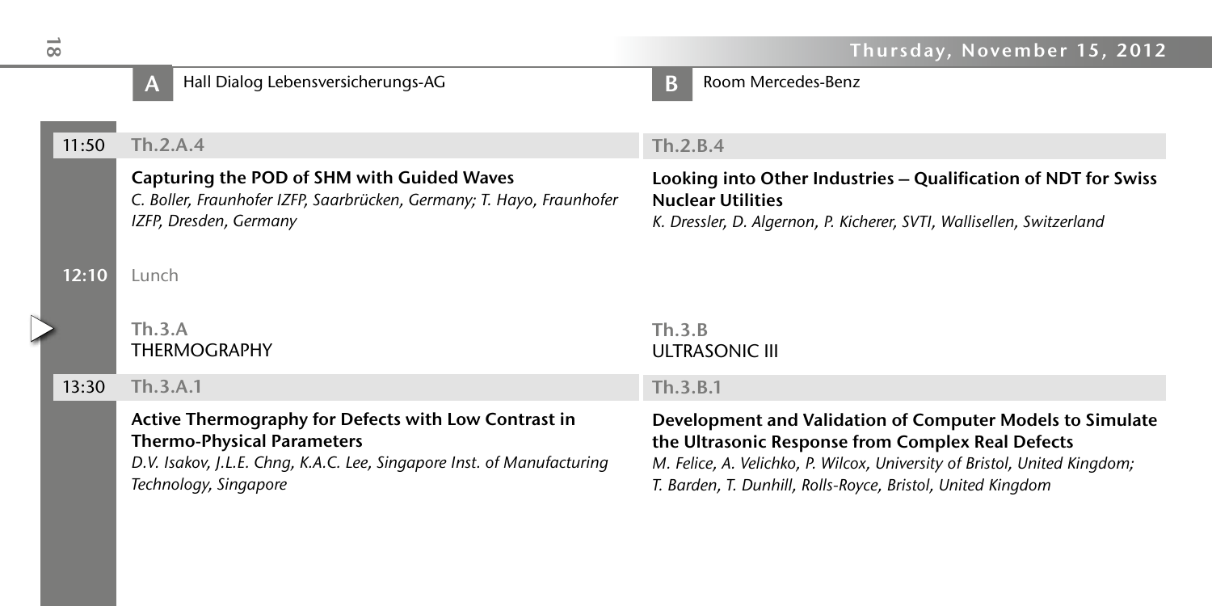**A** Hall Dialog Lebensversicherungs-AG

**B** Room Mercedes-Benz

**11:50**

**Th.2.A.4**

**Capturing the POD of SHM with Guided Waves**

*C. Boller, Fraunhofer IZFP, Saarbrücken, Germany; T. Hayo, Fraunhofer IZFP, Dresden, Germany*

**Th.2.B.4**

**Looking into Other Industries – Qualification of NDT for Swiss Nuclear Utilities**

*K. Dressler, D. Algernon, P. Kicherer, SVTI, Wallisellen, Switzerland*

**12:10** Lunch

## Th.3.A
## THERMOGRAPHY

**13:30**

**Th.3.A.1**

**Active Thermography for Defects with Low Contrast in Thermo-Physical Parameters**

*D.V. Isakov, J.L.E. Chng, K.A.C. Lee, Singapore Inst. of Manufacturing Technology, Singapore*

## Th.3.B
## ULTRASONIC III

**13:30**

**Th.3.B.1**

**Development and Validation of Computer Models to Simulate the Ultrasonic Response from Complex Real Defects**

*M. Felice, A. Velichko, P. Wilcox, University of Bristol, United Kingdom; T. Barden, T. Dunhill, Rolls-Royce, Bristol, United Kingdom*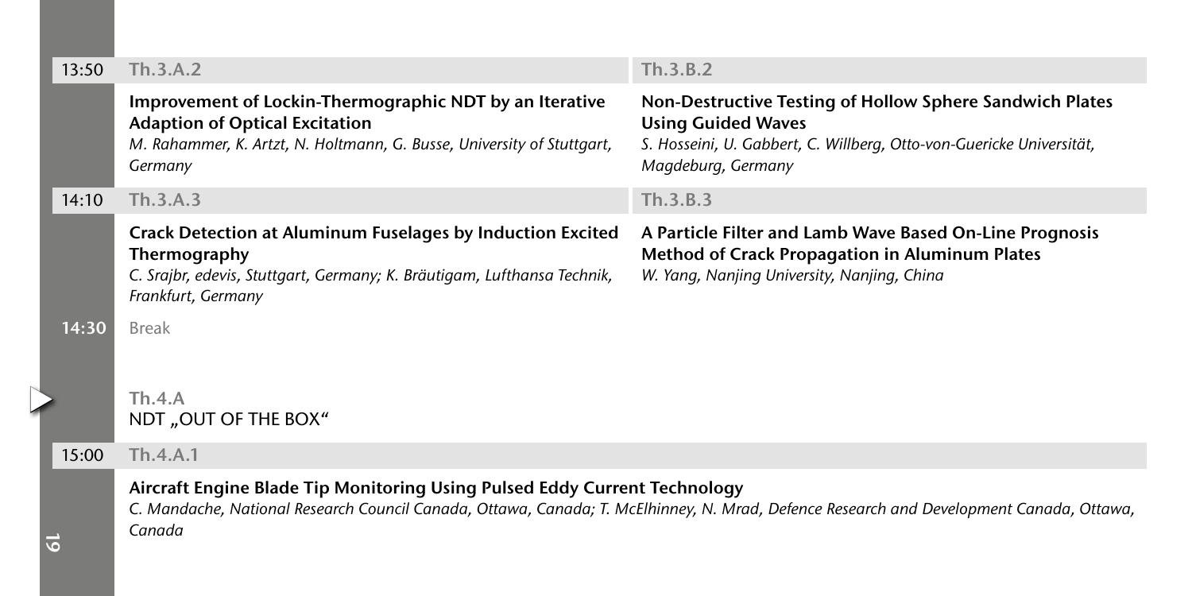**13:50**

**Th.3.A.2**

**Improvement of Lockin-Thermographic NDT by an Iterative Adaption of Optical Excitation**
*M. Rahammer, K. Artzt, N. Holtmann, G. Busse, University of Stuttgart, Germany*

**Th.3.B.2**

**Non-Destructive Testing of Hollow Sphere Sandwich Plates Using Guided Waves**
*S. Hosseini, U. Gabbert, C. Willberg, Otto-von-Guericke Universität, Magdeburg, Germany*

**14:10**

**Th.3.A.3**

**Crack Detection at Aluminum Fuselages by Induction Excited Thermography**
*C. Srajbr, edevis, Stuttgart, Germany; K. Bräutigam, Lufthansa Technik, Frankfurt, Germany*

**Th.3.B.3**

**A Particle Filter and Lamb Wave Based On-Line Prognosis Method of Crack Propagation in Aluminum Plates**
*W. Yang, Nanjing University, Nanjing, China*

**14:30** Break

## Th.4.A
## NDT „OUT OF THE BOX“

**15:00**

**Th.4.A.1**

**Aircraft Engine Blade Tip Monitoring Using Pulsed Eddy Current Technology**
*C. Mandache, National Research Council Canada, Ottawa, Canada; T. McElhinney, N. Mrad, Defence Research and Development Canada, Ottawa, Canada*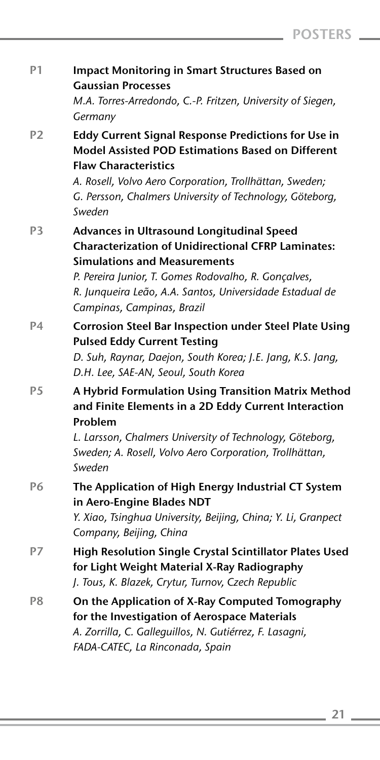## POSTERS

**P1** **Impact Monitoring in Smart Structures Based on Gaussian Processes**
*M.A. Torres-Arredondo, C.-P. Fritzen, University of Siegen, Germany*

**P2** **Eddy Current Signal Response Predictions for Use in Model Assisted POD Estimations Based on Different Flaw Characteristics**
*A. Rosell, Volvo Aero Corporation, Trollhättan, Sweden; G. Persson, Chalmers University of Technology, Göteborg, Sweden*

**P3** **Advances in Ultrasound Longitudinal Speed Characterization of Unidirectional CFRP Laminates: Simulations and Measurements**
*P. Pereira Junior, T. Gomes Rodovalho, R. Gonçalves, R. Junqueira Leão, A.A. Santos, Universidade Estadual de Campinas, Campinas, Brazil*

**P4** **Corrosion Steel Bar Inspection under Steel Plate Using Pulsed Eddy Current Testing**
*D. Suh, Raynar, Daejon, South Korea; J.E. Jang, K.S. Jang, D.H. Lee, SAE-AN, Seoul, South Korea*

**P5** **A Hybrid Formulation Using Transition Matrix Method and Finite Elements in a 2D Eddy Current Interaction Problem**
*L. Larsson, Chalmers University of Technology, Göteborg, Sweden; A. Rosell, Volvo Aero Corporation, Trollhättan, Sweden*

**P6** **The Application of High Energy Industrial CT System in Aero-Engine Blades NDT**
*Y. Xiao, Tsinghua University, Beijing, China; Y. Li, Granpect Company, Beijing, China*

**P7** **High Resolution Single Crystal Scintillator Plates Used for Light Weight Material X-Ray Radiography**
*J. Tous, K. Blazek, Crytur, Turnov, Czech Republic*

**P8** **On the Application of X-Ray Computed Tomography for the Investigation of Aerospace Materials**
*A. Zorrilla, C. Galleguillos, N. Gutiérrez, F. Lasagni, FADA-CATEC, La Rinconada, Spain*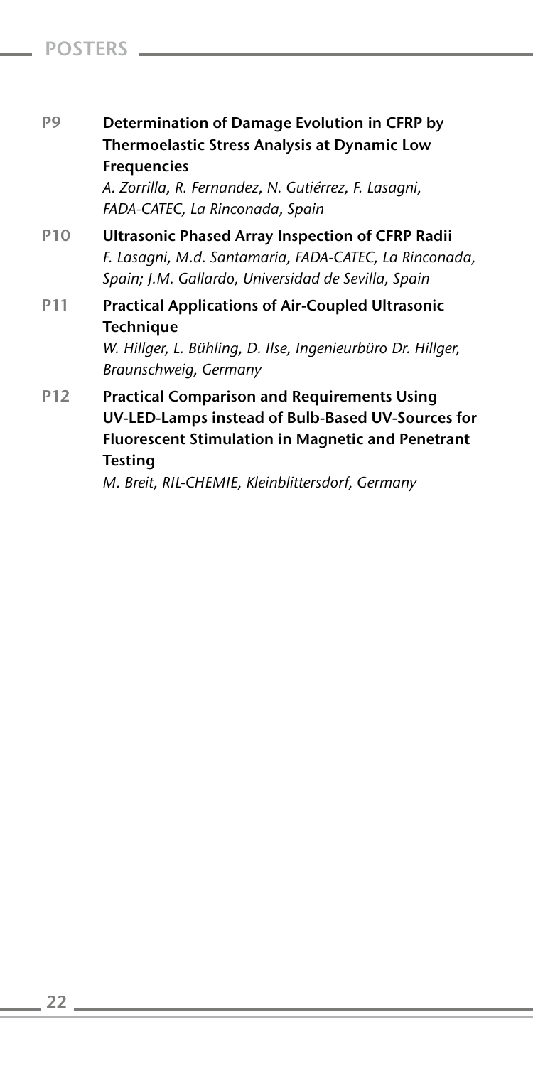## POSTERS

**P9** **Determination of Damage Evolution in CFRP by Thermoelastic Stress Analysis at Dynamic Low Frequencies**
*A. Zorrilla, R. Fernandez, N. Gutiérrez, F. Lasagni, FADA-CATEC, La Rinconada, Spain*

**P10** **Ultrasonic Phased Array Inspection of CFRP Radii**
*F. Lasagni, M.d. Santamaria, FADA-CATEC, La Rinconada, Spain; J.M. Gallardo, Universidad de Sevilla, Spain*

**P11** **Practical Applications of Air-Coupled Ultrasonic Technique**
*W. Hillger, L. Bühling, D. Ilse, Ingenieurbüro Dr. Hillger, Braunschweig, Germany*

**P12** **Practical Comparison and Requirements Using UV-LED-Lamps instead of Bulb-Based UV-Sources for Fluorescent Stimulation in Magnetic and Penetrant Testing**
*M. Breit, RIL-CHEMIE, Kleinblittersdorf, Germany*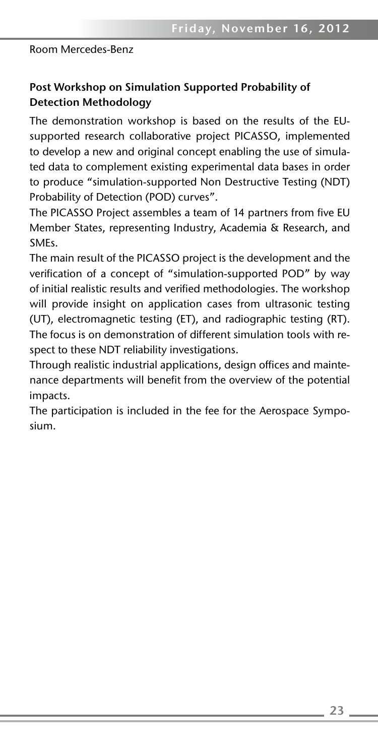Room Mercedes-Benz

## Post Workshop on Simulation Supported Probability of Detection Methodology

The demonstration workshop is based on the results of the EU-supported research collaborative project PICASSO, implemented to develop a new and original concept enabling the use of simulated data to complement existing experimental data bases in order to produce "simulation-supported Non Destructive Testing (NDT) Probability of Detection (POD) curves".

The PICASSO Project assembles a team of 14 partners from five EU Member States, representing Industry, Academia & Research, and SMEs.

The main result of the PICASSO project is the development and the verification of a concept of "simulation-supported POD" by way of initial realistic results and verified methodologies. The workshop will provide insight on application cases from ultrasonic testing (UT), electromagnetic testing (ET), and radiographic testing (RT). The focus is on demonstration of different simulation tools with respect to these NDT reliability investigations.

Through realistic industrial applications, design offices and maintenance departments will benefit from the overview of the potential impacts.

The participation is included in the fee for the Aerospace Symposium.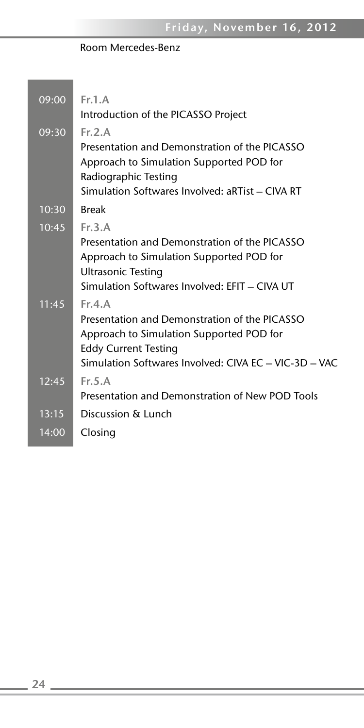## Friday, November 16, 2012

Room Mercedes-Benz

| | |
|---|---|
| 09:00 | **Fr.1.A**<br>Introduction of the PICASSO Project |
| 09:30 | **Fr.2.A**<br>Presentation and Demonstration of the PICASSO Approach to Simulation Supported POD for Radiographic Testing<br>Simulation Softwares Involved: aRTist – CIVA RT |
| 10:30 | Break |
| 10:45 | **Fr.3.A**<br>Presentation and Demonstration of the PICASSO Approach to Simulation Supported POD for Ultrasonic Testing<br>Simulation Softwares Involved: EFIT – CIVA UT |
| 11:45 | **Fr.4.A**<br>Presentation and Demonstration of the PICASSO Approach to Simulation Supported POD for Eddy Current Testing<br>Simulation Softwares Involved: CIVA EC – VIC-3D – VAC |
| 12:45 | **Fr.5.A**<br>Presentation and Demonstration of New POD Tools |
| 13:15 | Discussion & Lunch |
| 14:00 | Closing |